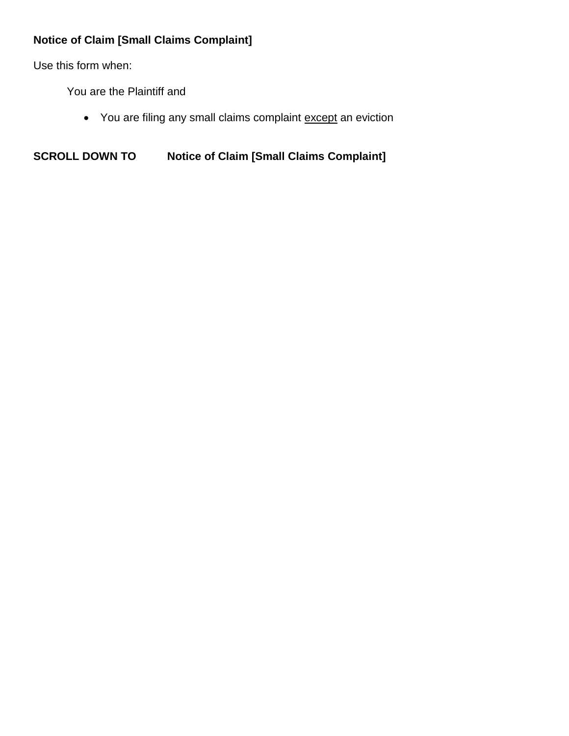**Notice of Claim [Small Claims Complaint]**

Use this form when:

You are the Plaintiff and

- You are filing any small claims complaint <u>except</u> an eviction

**SCROLL DOWN TO Notice of Claim [Small Claims Complaint]**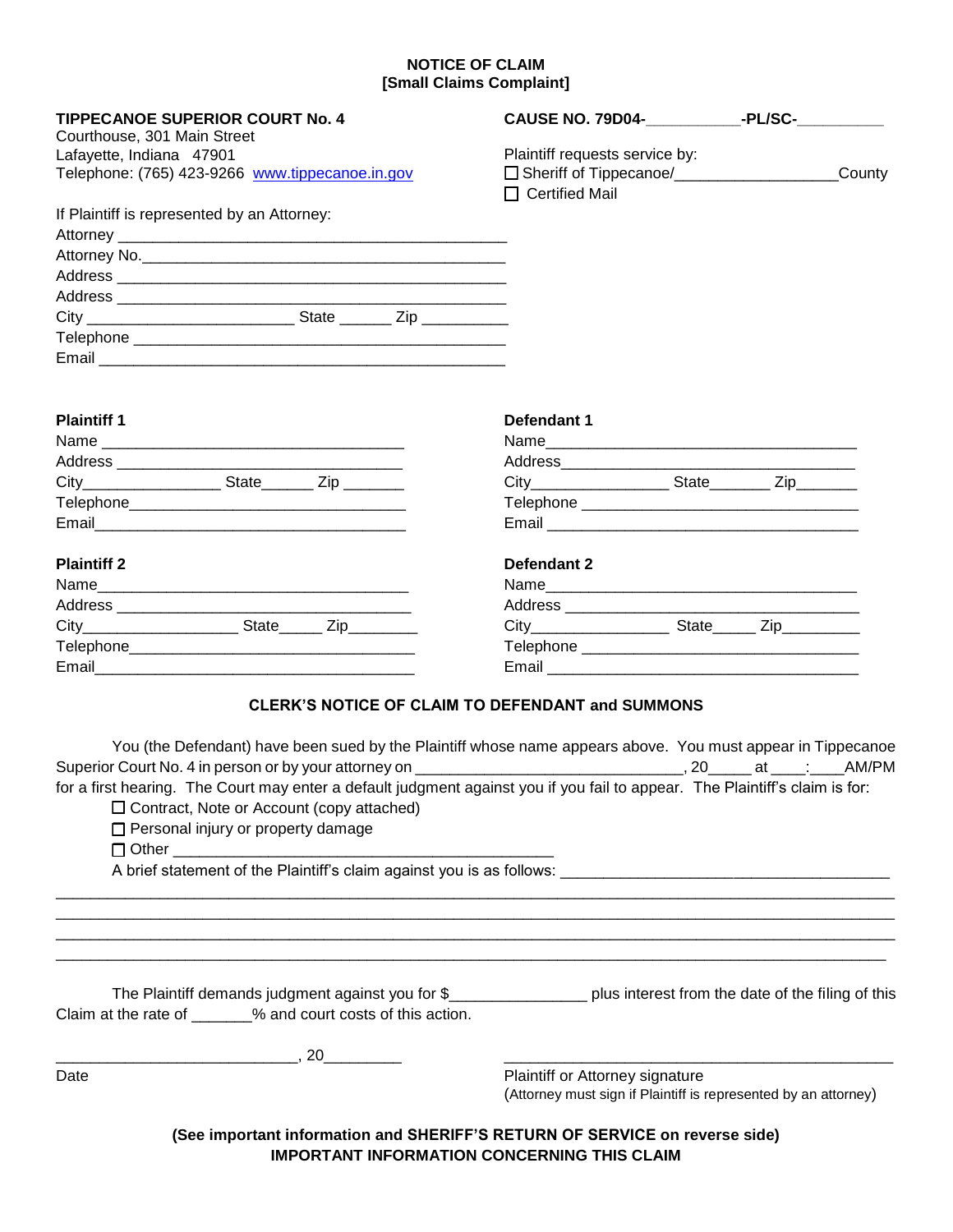**NOTICE OF CLAIM**
**[Small Claims Complaint]**

**TIPPECANOE SUPERIOR COURT No. 4**
Courthouse, 301 Main Street
Lafayette, Indiana 47901
Telephone: (765) 423-9266 www.tippecanoe.in.gov

**CAUSE NO. 79D04-\_\_\_\_\_\_\_\_\_\_\_-PL/SC-\_\_\_\_\_\_\_\_\_\_**

Plaintiff requests service by:
☐ Sheriff of Tippecanoe/\_\_\_\_\_\_\_\_\_\_\_\_\_\_\_\_\_\_\_County
☐ Certified Mail

If Plaintiff is represented by an Attorney:
Attorney \_\_\_\_\_\_\_\_\_\_\_\_\_\_\_\_\_\_\_\_\_\_\_\_\_\_\_\_\_\_\_\_\_\_\_\_\_\_\_\_\_\_\_\_
Attorney No.\_\_\_\_\_\_\_\_\_\_\_\_\_\_\_\_\_\_\_\_\_\_\_\_\_\_\_\_\_\_\_\_\_\_\_\_\_\_\_\_\_
Address \_\_\_\_\_\_\_\_\_\_\_\_\_\_\_\_\_\_\_\_\_\_\_\_\_\_\_\_\_\_\_\_\_\_\_\_\_\_\_\_\_\_\_
Address \_\_\_\_\_\_\_\_\_\_\_\_\_\_\_\_\_\_\_\_\_\_\_\_\_\_\_\_\_\_\_\_\_\_\_\_\_\_\_\_\_\_\_
City \_\_\_\_\_\_\_\_\_\_\_\_\_\_\_\_\_\_\_\_\_\_\_ State \_\_\_\_\_\_ Zip \_\_\_\_\_\_\_\_\_\_
Telephone \_\_\_\_\_\_\_\_\_\_\_\_\_\_\_\_\_\_\_\_\_\_\_\_\_\_\_\_\_\_\_\_\_\_\_\_\_\_\_\_\_
Email \_\_\_\_\_\_\_\_\_\_\_\_\_\_\_\_\_\_\_\_\_\_\_\_\_\_\_\_\_\_\_\_\_\_\_\_\_\_\_\_\_\_\_\_\_

**Plaintiff 1**
Name \_\_\_\_\_\_\_\_\_\_\_\_\_\_\_\_\_\_\_\_\_\_\_\_\_\_\_\_\_\_\_\_\_\_\_
Address \_\_\_\_\_\_\_\_\_\_\_\_\_\_\_\_\_\_\_\_\_\_\_\_\_\_\_\_\_\_\_\_\_
City\_\_\_\_\_\_\_\_\_\_\_\_\_\_\_\_ State\_\_\_\_\_\_ Zip \_\_\_\_\_\_\_
Telephone\_\_\_\_\_\_\_\_\_\_\_\_\_\_\_\_\_\_\_\_\_\_\_\_\_\_\_\_\_\_\_\_
Email\_\_\_\_\_\_\_\_\_\_\_\_\_\_\_\_\_\_\_\_\_\_\_\_\_\_\_\_\_\_\_\_\_\_\_\_

**Defendant 1**
Name\_\_\_\_\_\_\_\_\_\_\_\_\_\_\_\_\_\_\_\_\_\_\_\_\_\_\_\_\_\_\_\_\_\_\_\_\_
Address\_\_\_\_\_\_\_\_\_\_\_\_\_\_\_\_\_\_\_\_\_\_\_\_\_\_\_\_\_\_\_\_\_\_\_
City\_\_\_\_\_\_\_\_\_\_\_\_\_\_\_\_ State\_\_\_\_\_\_\_ Zip\_\_\_\_\_\_\_
Telephone \_\_\_\_\_\_\_\_\_\_\_\_\_\_\_\_\_\_\_\_\_\_\_\_\_\_\_\_\_\_\_\_\_\_
Email \_\_\_\_\_\_\_\_\_\_\_\_\_\_\_\_\_\_\_\_\_\_\_\_\_\_\_\_\_\_\_\_\_\_\_\_\_\_

**Plaintiff 2**
Name\_\_\_\_\_\_\_\_\_\_\_\_\_\_\_\_\_\_\_\_\_\_\_\_\_\_\_\_\_\_\_\_\_\_\_\_\_
Address \_\_\_\_\_\_\_\_\_\_\_\_\_\_\_\_\_\_\_\_\_\_\_\_\_\_\_\_\_\_\_\_\_\_\_
City\_\_\_\_\_\_\_\_\_\_\_\_\_\_\_\_\_\_\_ State\_\_\_\_\_ Zip\_\_\_\_\_\_\_\_
Telephone\_\_\_\_\_\_\_\_\_\_\_\_\_\_\_\_\_\_\_\_\_\_\_\_\_\_\_\_\_\_\_\_\_\_
Email\_\_\_\_\_\_\_\_\_\_\_\_\_\_\_\_\_\_\_\_\_\_\_\_\_\_\_\_\_\_\_\_\_\_\_\_\_\_

**Defendant 2**
Name\_\_\_\_\_\_\_\_\_\_\_\_\_\_\_\_\_\_\_\_\_\_\_\_\_\_\_\_\_\_\_\_\_\_\_\_\_
Address \_\_\_\_\_\_\_\_\_\_\_\_\_\_\_\_\_\_\_\_\_\_\_\_\_\_\_\_\_\_\_\_\_\_\_
City\_\_\_\_\_\_\_\_\_\_\_\_\_\_\_\_ State\_\_\_\_\_ Zip\_\_\_\_\_\_\_\_\_
Telephone \_\_\_\_\_\_\_\_\_\_\_\_\_\_\_\_\_\_\_\_\_\_\_\_\_\_\_\_\_\_\_\_\_\_
Email \_\_\_\_\_\_\_\_\_\_\_\_\_\_\_\_\_\_\_\_\_\_\_\_\_\_\_\_\_\_\_\_\_\_\_\_\_\_

## CLERK'S NOTICE OF CLAIM TO DEFENDANT and SUMMONS

You (the Defendant) have been sued by the Plaintiff whose name appears above. You must appear in Tippecanoe Superior Court No. 4 in person or by your attorney on \_\_\_\_\_\_\_\_\_\_\_\_\_\_\_\_\_\_\_\_\_\_\_\_\_\_\_\_\_\_\_, 20\_\_\_\_\_ at \_\_\_\_:\_\_\_\_AM/PM for a first hearing. The Court may enter a default judgment against you if you fail to appear. The Plaintiff's claim is for:

☐ Contract, Note or Account (copy attached)
☐ Personal injury or property damage
☐ Other \_\_\_\_\_\_\_\_\_\_\_\_\_\_\_\_\_\_\_\_\_\_\_\_\_\_\_\_\_\_\_\_\_\_\_\_\_\_\_\_\_\_\_\_

A brief statement of the Plaintiff's claim against you is as follows: \_\_\_\_\_\_\_\_\_\_\_\_\_\_\_\_\_\_\_\_\_\_\_\_\_\_\_\_\_\_\_\_\_\_\_\_\_\_
\_\_\_\_\_\_\_\_\_\_\_\_\_\_\_\_\_\_\_\_\_\_\_\_\_\_\_\_\_\_\_\_\_\_\_\_\_\_\_\_\_\_\_\_\_\_\_\_\_\_\_\_\_\_\_\_\_\_\_\_\_\_\_\_\_\_\_\_\_\_\_\_\_\_\_\_\_\_\_\_\_\_\_\_\_\_\_\_\_\_\_\_
\_\_\_\_\_\_\_\_\_\_\_\_\_\_\_\_\_\_\_\_\_\_\_\_\_\_\_\_\_\_\_\_\_\_\_\_\_\_\_\_\_\_\_\_\_\_\_\_\_\_\_\_\_\_\_\_\_\_\_\_\_\_\_\_\_\_\_\_\_\_\_\_\_\_\_\_\_\_\_\_\_\_\_\_\_\_\_\_\_\_\_\_
\_\_\_\_\_\_\_\_\_\_\_\_\_\_\_\_\_\_\_\_\_\_\_\_\_\_\_\_\_\_\_\_\_\_\_\_\_\_\_\_\_\_\_\_\_\_\_\_\_\_\_\_\_\_\_\_\_\_\_\_\_\_\_\_\_\_\_\_\_\_\_\_\_\_\_\_\_\_\_\_\_\_\_\_\_\_\_\_\_\_\_\_
\_\_\_\_\_\_\_\_\_\_\_\_\_\_\_\_\_\_\_\_\_\_\_\_\_\_\_\_\_\_\_\_\_\_\_\_\_\_\_\_\_\_\_\_\_\_\_\_\_\_\_\_\_\_\_\_\_\_\_\_\_\_\_\_\_\_\_\_\_\_\_\_\_\_\_\_\_\_\_\_\_\_\_\_\_\_\_\_\_\_\_

The Plaintiff demands judgment against you for $\_\_\_\_\_\_\_\_\_\_\_\_\_\_\_\_ plus interest from the date of the filing of this Claim at the rate of \_\_\_\_\_\_\_% and court costs of this action.

\_\_\_\_\_\_\_\_\_\_\_\_\_\_\_\_\_\_\_\_\_\_\_\_\_\_\_\_, 20\_\_\_\_\_\_\_\_\_
Date

\_\_\_\_\_\_\_\_\_\_\_\_\_\_\_\_\_\_\_\_\_\_\_\_\_\_\_\_\_\_\_\_\_\_\_\_\_\_\_\_\_\_\_\_\_
Plaintiff or Attorney signature
(Attorney must sign if Plaintiff is represented by an attorney)

**(See important information and SHERIFF'S RETURN OF SERVICE on reverse side)**
**IMPORTANT INFORMATION CONCERNING THIS CLAIM**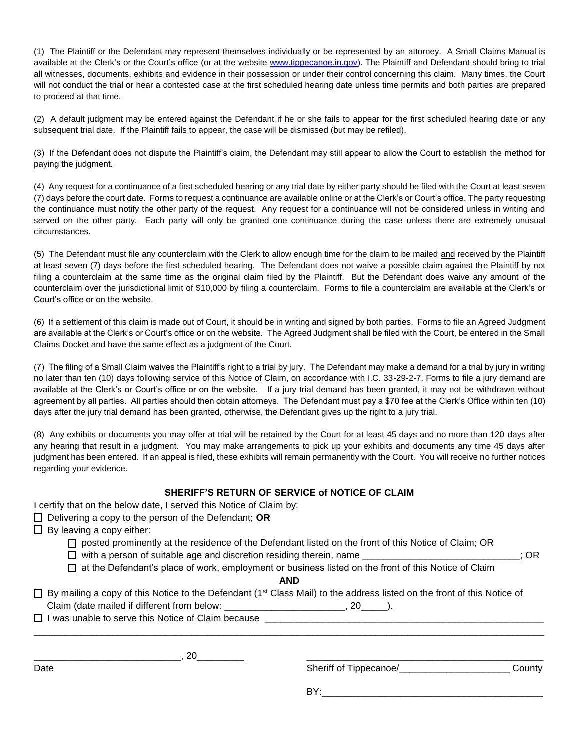(1) The Plaintiff or the Defendant may represent themselves individually or be represented by an attorney. A Small Claims Manual is available at the Clerk's or the Court's office (or at the website [www.tippecanoe.in.gov](http://www.tippecanoe.in.gov)). The Plaintiff and Defendant should bring to trial all witnesses, documents, exhibits and evidence in their possession or under their control concerning this claim. Many times, the Court will not conduct the trial or hear a contested case at the first scheduled hearing date unless time permits and both parties are prepared to proceed at that time.

(2) A default judgment may be entered against the Defendant if he or she fails to appear for the first scheduled hearing date or any subsequent trial date. If the Plaintiff fails to appear, the case will be dismissed (but may be refiled).

(3) If the Defendant does not dispute the Plaintiff's claim, the Defendant may still appear to allow the Court to establish the method for paying the judgment.

(4) Any request for a continuance of a first scheduled hearing or any trial date by either party should be filed with the Court at least seven (7) days before the court date. Forms to request a continuance are available online or at the Clerk's or Court's office. The party requesting the continuance must notify the other party of the request. Any request for a continuance will not be considered unless in writing and served on the other party. Each party will only be granted one continuance during the case unless there are extremely unusual circumstances.

(5) The Defendant must file any counterclaim with the Clerk to allow enough time for the claim to be mailed and received by the Plaintiff at least seven (7) days before the first scheduled hearing. The Defendant does not waive a possible claim against the Plaintiff by not filing a counterclaim at the same time as the original claim filed by the Plaintiff. But the Defendant does waive any amount of the counterclaim over the jurisdictional limit of $10,000 by filing a counterclaim. Forms to file a counterclaim are available at the Clerk's or Court's office or on the website.

(6) If a settlement of this claim is made out of Court, it should be in writing and signed by both parties. Forms to file an Agreed Judgment are available at the Clerk's or Court's office or on the website. The Agreed Judgment shall be filed with the Court, be entered in the Small Claims Docket and have the same effect as a judgment of the Court.

(7) The filing of a Small Claim waives the Plaintiff's right to a trial by jury. The Defendant may make a demand for a trial by jury in writing no later than ten (10) days following service of this Notice of Claim, on accordance with I.C. 33-29-2-7. Forms to file a jury demand are available at the Clerk's or Court's office or on the website. If a jury trial demand has been granted, it may not be withdrawn without agreement by all parties. All parties should then obtain attorneys. The Defendant must pay a $70 fee at the Clerk's Office within ten (10) days after the jury trial demand has been granted, otherwise, the Defendant gives up the right to a jury trial.

(8) Any exhibits or documents you may offer at trial will be retained by the Court for at least 45 days and no more than 120 days after any hearing that result in a judgment. You may make arrangements to pick up your exhibits and documents any time 45 days after judgment has been entered. If an appeal is filed, these exhibits will remain permanently with the Court. You will receive no further notices regarding your evidence.

## SHERIFF'S RETURN OF SERVICE of NOTICE OF CLAIM

I certify that on the below date, I served this Notice of Claim by:

☐ Delivering a copy to the person of the Defendant; **OR**

☐ By leaving a copy either:

- ☐ posted prominently at the residence of the Defendant listed on the front of this Notice of Claim; OR
- ☐ with a person of suitable age and discretion residing therein, name ____________________________; OR
- ☐ at the Defendant's place of work, employment or business listed on the front of this Notice of Claim

**AND**

☐ By mailing a copy of this Notice to the Defendant (1st Class Mail) to the address listed on the front of this Notice of Claim (date mailed if different from below: ______________________, 20_____).

☐ I was unable to serve this Notice of Claim because ______________________________________________________

_____________________________________________________________________________________________

____________________________, 20_________
Date

______________________________________________
Sheriff of Tippecanoe/____________________ County

BY:__________________________________________